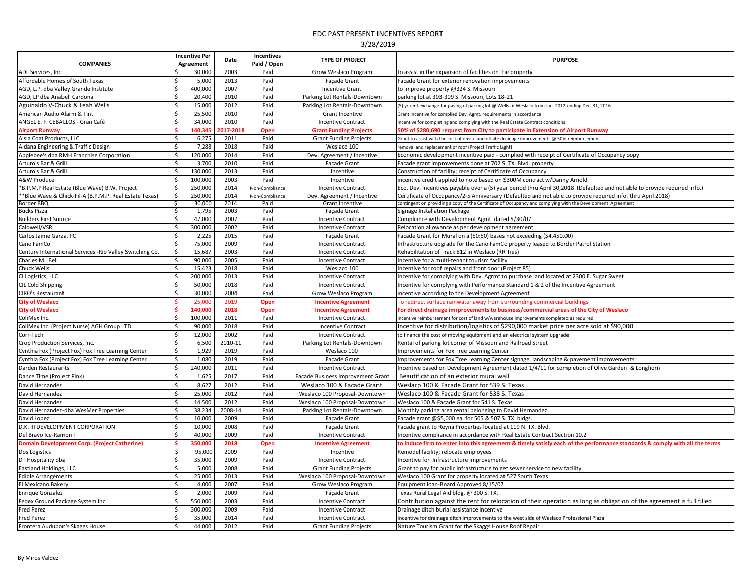# EDC PAST PRESENT INCENTIVES REPORT

3/28/2019

| COMPANIES | Incentive Per Agreement | Date | Incentives Paid / Open | TYPE OF PROJECT | PURPOSE |
|---|---|---|---|---|---|
| ADL Services, Inc. | $ 30,000 | 2003 | Paid | Grow Weslaco Program | to assist in the expansion of facilities on the property |
| Affordable Homes of South Texas | $ 5,000 | 2013 | Paid | Façade Grant | Facade Grant for exterior renovation improvements |
| AGD, L.P. dba Valley Grande Institute | $ 400,000 | 2007 | Paid | Incentive Grant | to improve property @324 S. Missouri |
| AGD, LP dba Anabell Cardona | $ 20,400 | 2010 | Paid | Parking Lot Rentals-Downtown | parking lot at 303-309 S. Missouri, Lots 18-21 |
| Aguinaldo V-Chuck & Leah Wells | $ 15,000 | 2012 | Paid | Parking Lot Rentals-Downtown | (5) yr rent exchange for paving of parking lot @ Wells of Weslaco from Jan. 2012 ending Dec. 31, 2016 |
| American Audio Alarm & Tint | $ 25,500 | 2010 | Paid | Grant Incentive | Grant incentive for complied Dev. Agmt. requirements in accordance |
| ANGEL E. F. CEBALLOS - Gran Café | $ 34,000 | 2010 | Paid | Incentive Contract | Incentive for completing and complying with the Real Estate Contract conditions |
| **Airport Runway** | **$ 140,345** | **2017-2018** | **Open** | **Grant Funding Projects** | **50% of $280,690 request from City to participate in Extension of Airport Runway** |
| Aisla Coat Products, LLC | $ 6,275 | 2011 | Paid | Grant Funding Projects | Grant to assist with the cost of onsite and offsite drainage improvements @ 50% reimbursement |
| Aldana Engineering & Traffic Design | $ 7,288 | 2018 | Paid | Weslaco 100 | removal and replacement of roof (Project Traffic Light) |
| Applebee's dba RMH Franchise Corporation | $ 120,000 | 2014 | Paid | Dev. Agreement / Incentive | Economic development incentive paid - complied with receipt of Certificate of Occupancy copy |
| Arturo's Bar & Grill | $ 3,700 | 2010 | Paid | Façade Grant | Facade grant improvements done at 702 S. TX. Blvd. property |
| Arturo's Bar & Grill | $ 130,000 | 2013 | Paid | Incentive | Construction of facility; receipt of Certificate of Occupancy |
| A&W Produce | $ 100,000 | 2003 | Paid | Incentive | incentive credit applied to note based on $300M contract w/Danny Arnold |
| *B.P.M.P Real Estate (Blue Wave) B.W. Project | $ 250,000 | 2014 | Non-Compliance | Incentive Contract | Eco. Dev. Incentives payable over a (5) year period thru April 30,2018 (Defaulted and not able to provide required info.) |
| **Blue Wave & Chick-Fil-A (B.P.M.P. Real Estate Texas) | $ 250,000 | 2014 | Non-Compliance | Dev. Agreement / Incentive | Certificate of Occupancy/2-5 Anniversary (Defaulted and not able to provide required info. thru April 2018) |
| Border BBQ | $ 30,000 | 2014 | Paid | Grant Incentive | contingent on providing a copy of the Certificate of Occupancy and complying with the Development Agreement |
| Bucks Pizza | $ 1,795 | 2003 | Paid | Façade Grant | Signage Installation Package |
| Builders First Source | $ 47,000 | 2007 | Paid | Incentive Contract | Compliance with Development Agmt. dated 5/30/07 |
| Caldwell/VSR | $ 300,000 | 2002 | Paid | Incentive Contract | Relocation allowance as per development agreement |
| Carlos Jaime Garza, PC | $ 2,225 | 2015 | Paid | Façade Grant | Facade Grant for Mural on a (50:50) bases not exceeding ($4,450.00) |
| Cano FamCo | $ 75,000 | 2009 | Paid | Incentive Contract | Infrastructure upgrade for the Cano FamCo property leased to Border Patrol Station |
| Century International Services -Rio Valley Switching Co. | $ 15,687 | 2003 | Paid | Incentive Contract | Rehabilitation of Track 812 in Weslaco (RR Ties) |
| Charles M. Bell | $ 90,000 | 2005 | Paid | Incentive Contract | Incentive for a multi-tenant tourism facility |
| Chuck Wells | $ 15,423 | 2018 | Paid | Weslaco 100 | Incentive for roof repairs and front door (Project 85) |
| CI Logistics, LLC | $ 200,000 | 2013 | Paid | Incentive Contract | Incentive for complying with Dev. Agrmt to purchase land located at 2300 E. Sugar Sweet |
| CIL Cold Shipping | $ 50,000 | 2018 | Paid | Incentive Contract | Incentive for complying with Performance Standard 1 & 2 of the Incentive Agreement |
| CIRO's Restaurant | $ 30,000 | 2004 | Paid | Grow Weslaco Program | incentive according to the Development Agreement |
| **City of Weslaco** | **$ 25,000** | **2019** | **Open** | **Incentive Agreement** | **To redirect surface rainwater away from surrounding commercial buildings** |
| **City of Weslaco** | **$ 140,000** | **2018** | **Open** | **Incentive Agreement** | **For direct drainage imrprovements to business/commercial areas of the City of Weslaco** |
| ColiMex Inc. | $ 100,000 | 2011 | Paid | Incentive Contract | Incentive reimbursement for cost of land w/warehouse improvements completed as required |
| ColiMex Inc. (Project Nurse) AGH Group LTD | $ 90,000 | 2018 | Paid | Incentive Contract | Incentive for distribution/logistics of $290,000 market price per acre sold at $90,000 |
| Corr-Tech | $ 12,000 | 2002 | Paid | Incentive Contract | to finance the cost of moving equipment and an electrical system upgrade |
| Crop Production Services, Inc. | $ 6,500 | 2010-11 | Paid | Parking Lot Rentals-Downtown | Rental of parking lot corner of Missouri and Railroad Street |
| Cynthia Fox (Project Fox) Fox Tree Learning Center | $ 1,929 | 2019 | Paid | Weslaco 100 | Improvements for Fox Tree Learning Center |
| Cynthia Fox (Project Fox) Fox Tree Learning Center | $ 1,080 | 2019 | Paid | Façade Grant | Improvements for Fox Tree Learning Center signage, landscaping & pavement improvements |
| Darden Restaurants | $ 240,000 | 2011 | Paid | Incentive Contract | Incentive based on Development Agreement dated 1/4/11 for completion of Olive Garden & Longhorn |
| Dance Time (Project Pink) | $ 1,625 | 2017 | Paid | Facade Business Improvement Grant | Beautification of an exterior mural wall |
| David Hernandez | $ 8,627 | 2012 | Paid | Weslaco 100 & Facade Grant | Weslaco 100 & Facade Grant for 539 S. Texas |
| David Hernandez | $ 25,000 | 2012 | Paid | Weslaco 100 Proposal-Downtown | Weslaco 100 & Facade Grant for 538 S. Texas |
| David Hernandez | $ 14,500 | 2012 | Paid | Weslaco 100 Proposal-Downtown | Weslaco 100 & Facade Grant for 541 S. Texas |
| David Hernandez-dba WesMer Properties | $ 38,234 | 2008-14 | Paid | Parking Lot Rentals-Downtown | Monthly parking area rental belonging to David Hernandez |
| David Lopez | $ 10,000 | 2009 | Paid | Façade Grant | Facade grant @$5,000 ea. for 505 & 507 S. TX. bldgs. |
| D.K. III DEVELOPMENT CORPORATION | $ 10,000 | 2008 | Paid | Façade Grant | Facade grant to Reyna Properties located at 119 N. TX. Blvd. |
| Del Bravo Ice-Ramon T | $ 40,000 | 2009 | Paid | Incentive Contract | Incentive compliance in accordance with Real Estate Contract Section 10.2 |
| **Domain Development Corp. (Project Catherine)** | **$ 350,000** | **2018** | **Open** | **Incentive Agreement** | **to induce firm to enter into this agreement & timely satisfy each of the performance standards & comply with all the terms** |
| Dos Logistics | $ 95,000 | 2009 | Paid | Incentive | Remodel facility; relocate employees |
| DT Hospitality dba | $ 35,000 | 2009 | Paid | Incentive Contract | Incentive for Infrastructure Improvements |
| Eastland Holdings, LLC | $ 5,000 | 2008 | Paid | Grant Funding Projects | Grant to pay for public infrastructure to get sewer service to new facility |
| Edible Arrangements | $ 25,000 | 2013 | Paid | Weslaco 100 Proposal-Downtown | Weslaco 100 Grant for property located at 527 South Texas |
| El Mexicano Bakery | $ 4,000 | 2007 | Paid | Grow Weslaco Program | Equipment loan-Board Approved 8/15/07 |
| Enrique Gonzalez | $ 2,000 | 2009 | Paid | Façade Grant | Texas Rural Legal Aid bldg. @ 300 S. TX. |
| Fedex Ground Package System Inc. | $ 550,000 | 2003 | Paid | Incentive Contract | Contribution against the rent for relocation of their operation as long as obligation of the agreement is full filled |
| Fred Perez | $ 300,000 | 2009 | Paid | Incentive Contract | Drainage ditch burial assistance incentive |
| Fred Perez | $ 35,000 | 2014 | Paid | Incentive Contract | Incentive for drainage ditch improvements to the west side of Weslaco Professional Plaza |
| Frontera Audubon's Skaggs House | $ 44,000 | 2012 | Paid | Grant Funding Projects | Nature Tourism Grant for the Skaggs House Roof Repair |

By Miros Valdez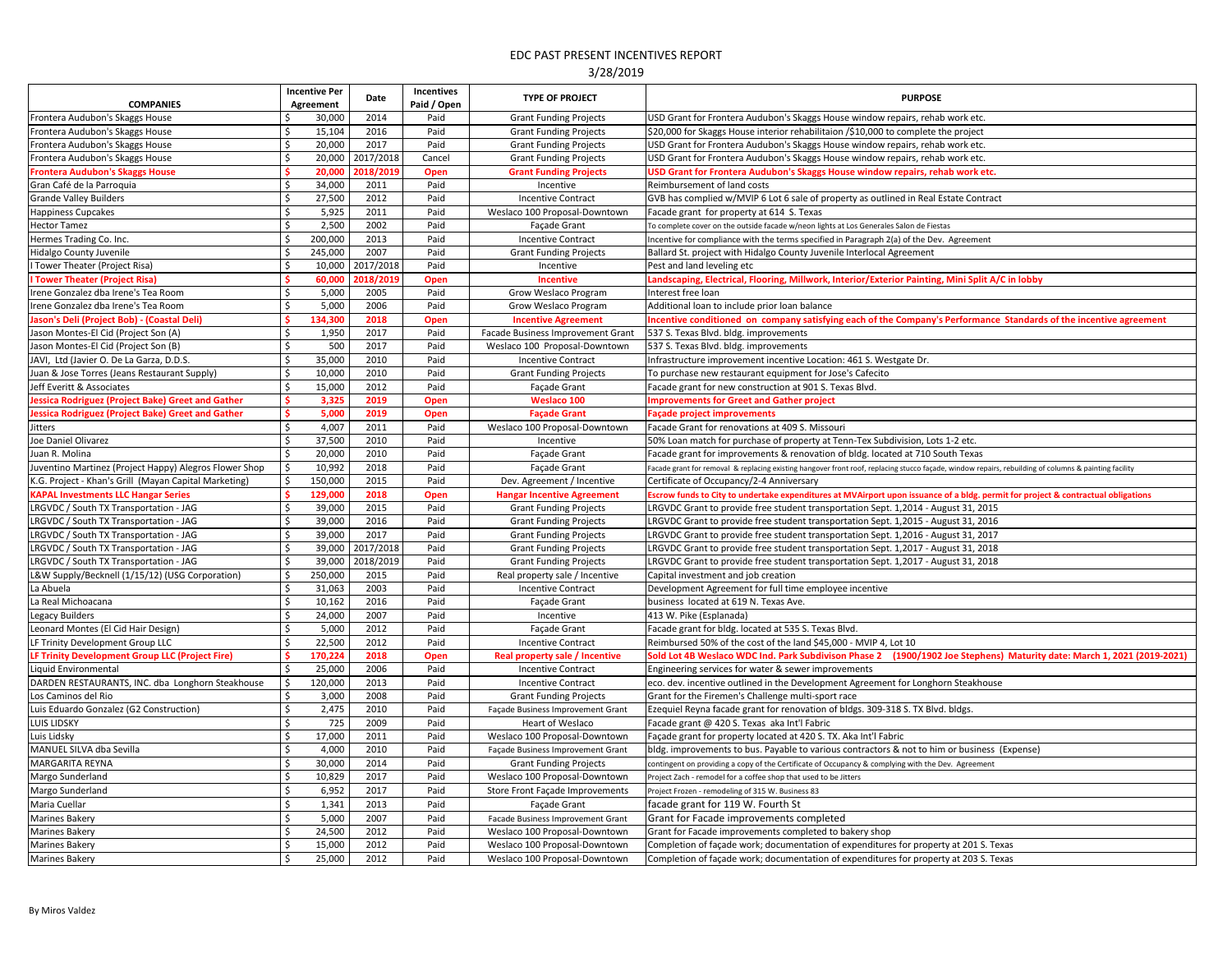# EDC PAST PRESENT INCENTIVES REPORT

3/28/2019

| COMPANIES | Incentive Per Agreement | Date | Incentives Paid / Open | TYPE OF PROJECT | PURPOSE |
|---|---|---|---|---|---|
| Frontera Audubon's Skaggs House | $ 30,000 | 2014 | Paid | Grant Funding Projects | USD Grant for Frontera Audubon's Skaggs House window repairs, rehab work etc. |
| Frontera Audubon's Skaggs House | $ 15,104 | 2016 | Paid | Grant Funding Projects | $20,000 for Skaggs House interior rehabilitaion /$10,000 to complete the project |
| Frontera Audubon's Skaggs House | $ 20,000 | 2017 | Paid | Grant Funding Projects | USD Grant for Frontera Audubon's Skaggs House window repairs, rehab work etc. |
| Frontera Audubon's Skaggs House | $ 20,000 | 2017/2018 | Cancel | Grant Funding Projects | USD Grant for Frontera Audubon's Skaggs House window repairs, rehab work etc. |
| **Frontera Audubon's Skaggs House** | **$ 20,000** | **2018/2019** | **Open** | **Grant Funding Projects** | **USD Grant for Frontera Audubon's Skaggs House window repairs, rehab work etc.** |
| Gran Café de la Parroquia | $ 34,000 | 2011 | Paid | Incentive | Reimbursement of land costs |
| Grande Valley Builders | $ 27,500 | 2012 | Paid | Incentive Contract | GVB has complied w/MVIP 6 Lot 6 sale of property as outlined in Real Estate Contract |
| Happiness Cupcakes | $ 5,925 | 2011 | Paid | Weslaco 100 Proposal-Downtown | Facade grant for property at 614 S. Texas |
| Hector Tamez | $ 2,500 | 2002 | Paid | Façade Grant | To complete cover on the outside facade w/neon lights at Los Generales Salon de Fiestas |
| Hermes Trading Co. Inc. | $ 200,000 | 2013 | Paid | Incentive Contract | Incentive for compliance with the terms specified in Paragraph 2(a) of the Dev. Agreement |
| Hidalgo County Juvenile | $ 245,000 | 2007 | Paid | Grant Funding Projects | Ballard St. project with Hidalgo County Juvenile Interlocal Agreement |
| I Tower Theater (Project Risa) | $ 10,000 | 2017/2018 | Paid | Incentive | Pest and land leveling etc |
| **I Tower Theater (Project Risa)** | **$ 60,000** | **2018/2019** | **Open** | **Incentive** | **Landscaping, Electrical, Flooring, Millwork, Interior/Exterior Painting, Mini Split A/C in lobby** |
| Irene Gonzalez dba Irene's Tea Room | $ 5,000 | 2005 | Paid | Grow Weslaco Program | Interest free loan |
| Irene Gonzalez dba Irene's Tea Room | $ 5,000 | 2006 | Paid | Grow Weslaco Program | Additional loan to include prior loan balance |
| **Jason's Deli (Project Bob) - (Coastal Deli)** | **$ 134,300** | **2018** | **Open** | **Incentive Agreement** | **Incentive conditioned on company satisfying each of the Company's Performance Standards of the incentive agreement** |
| Jason Montes-El Cid (Project Son (A) | $ 1,950 | 2017 | Paid | Facade Business Improvement Grant | 537 S. Texas Blvd. bldg. improvements |
| Jason Montes-El Cid (Project Son (B) | $ 500 | 2017 | Paid | Weslaco 100 Proposal-Downtown | 537 S. Texas Blvd. bldg. improvements |
| JAVI, Ltd (Javier O. De La Garza, D.D.S. | $ 35,000 | 2010 | Paid | Incentive Contract | Infrastructure improvement incentive Location: 461 S. Westgate Dr. |
| Juan & Jose Torres (Jeans Restaurant Supply) | $ 10,000 | 2010 | Paid | Grant Funding Projects | To purchase new restaurant equipment for Jose's Cafecito |
| Jeff Everitt & Associates | $ 15,000 | 2012 | Paid | Façade Grant | Facade grant for new construction at 901 S. Texas Blvd. |
| **Jessica Rodriguez (Project Bake) Greet and Gather** | **$ 3,325** | **2019** | **Open** | **Weslaco 100** | **Improvements for Greet and Gather project** |
| **Jessica Rodriguez (Project Bake) Greet and Gather** | **$ 5,000** | **2019** | **Open** | **Façade Grant** | **Façade project improvements** |
| Jitters | $ 4,007 | 2011 | Paid | Weslaco 100 Proposal-Downtown | Facade Grant for renovations at 409 S. Missouri |
| Joe Daniel Olivarez | $ 37,500 | 2010 | Paid | Incentive | 50% Loan match for purchase of property at Tenn-Tex Subdivision, Lots 1-2 etc. |
| Juan R. Molina | $ 20,000 | 2010 | Paid | Façade Grant | Facade grant for improvements & renovation of bldg. located at 710 South Texas |
| Juventino Martinez (Project Happy) Alegros Flower Shop | $ 10,992 | 2018 | Paid | Façade Grant | Facade grant for removal & replacing existing hangover front roof, replacing stucco façade, window repairs, rebuilding of columns & painting facility |
| K.G. Project - Khan's Grill (Mayan Capital Marketing) | $ 150,000 | 2015 | Paid | Dev. Agreement / Incentive | Certificate of Occupancy/2-4 Anniversary |
| **KAPAL Investments LLC Hangar Series** | **$ 129,000** | **2018** | **Open** | **Hangar Incentive Agreement** | **Escrow funds to City to undertake expenditures at MVAirport upon issuance of a bldg. permit for project & contractual obligations** |
| LRGVDC / South TX Transportation - JAG | $ 39,000 | 2015 | Paid | Grant Funding Projects | LRGVDC Grant to provide free student transportation Sept. 1,2014 - August 31, 2015 |
| LRGVDC / South TX Transportation - JAG | $ 39,000 | 2016 | Paid | Grant Funding Projects | LRGVDC Grant to provide free student transportation Sept. 1,2015 - August 31, 2016 |
| LRGVDC / South TX Transportation - JAG | $ 39,000 | 2017 | Paid | Grant Funding Projects | LRGVDC Grant to provide free student transportation Sept. 1,2016 - August 31, 2017 |
| LRGVDC / South TX Transportation - JAG | $ 39,000 | 2017/2018 | Paid | Grant Funding Projects | LRGVDC Grant to provide free student transportation Sept. 1,2017 - August 31, 2018 |
| LRGVDC / South TX Transportation - JAG | $ 39,000 | 2018/2019 | Paid | Grant Funding Projects | LRGVDC Grant to provide free student transportation Sept. 1,2017 - August 31, 2018 |
| L&W Supply/Becknell (1/15/12) (USG Corporation) | $ 250,000 | 2015 | Paid | Real property sale / Incentive | Capital investment and job creation |
| La Abuela | $ 31,063 | 2003 | Paid | Incentive Contract | Development Agreement for full time employee incentive |
| La Real Michoacana | $ 10,162 | 2016 | Paid | Façade Grant | business located at 619 N. Texas Ave. |
| Legacy Builders | $ 24,000 | 2007 | Paid | Incentive | 413 W. Pike (Esplanada) |
| Leonard Montes (El Cid Hair Design) | $ 5,000 | 2012 | Paid | Façade Grant | Facade grant for bldg. located at 535 S. Texas Blvd. |
| LF Trinity Development Group LLC | $ 22,500 | 2012 | Paid | Incentive Contract | Reimbursed 50% of the cost of the land $45,000 - MVIP 4, Lot 10 |
| **LF Trinity Development Group LLC (Project Fire)** | **$ 170,224** | **2018** | **Open** | **Real property sale / Incentive** | **Sold Lot 4B Weslaco WDC Ind. Park Subdivison Phase 2 (1900/1902 Joe Stephens) Maturity date: March 1, 2021 (2019-2021)** |
| Liquid Environmental | $ 25,000 | 2006 | Paid | Incentive Contract | Engineering services for water & sewer improvements |
| DARDEN RESTAURANTS, INC. dba Longhorn Steakhouse | $ 120,000 | 2013 | Paid | Incentive Contract | eco. dev. incentive outlined in the Development Agreement for Longhorn Steakhouse |
| Los Caminos del Rio | $ 3,000 | 2008 | Paid | Grant Funding Projects | Grant for the Firemen's Challenge multi-sport race |
| Luis Eduardo Gonzalez (G2 Construction) | $ 2,475 | 2010 | Paid | Façade Business Improvement Grant | Ezequiel Reyna facade grant for renovation of bldgs. 309-318 S. TX Blvd. bldgs. |
| LUIS LIDSKY | $ 725 | 2009 | Paid | Heart of Weslaco | Facade grant @ 420 S. Texas aka Int'l Fabric |
| Luis Lidsky | $ 17,000 | 2011 | Paid | Weslaco 100 Proposal-Downtown | Façade grant for property located at 420 S. TX. Aka Int'l Fabric |
| MANUEL SILVA dba Sevilla | $ 4,000 | 2010 | Paid | Façade Business Improvement Grant | bldg. improvements to bus. Payable to various contractors & not to him or business (Expense) |
| MARGARITA REYNA | $ 30,000 | 2014 | Paid | Grant Funding Projects | contingent on providing a copy of the Certificate of Occupancy & complying with the Dev. Agreement |
| Margo Sunderland | $ 10,829 | 2017 | Paid | Weslaco 100 Proposal-Downtown | Project Zach - remodel for a coffee shop that used to be Jitters |
| Margo Sunderland | $ 6,952 | 2017 | Paid | Store Front Façade Improvements | Project Frozen - remodeling of 315 W. Business 83 |
| Maria Cuellar | $ 1,341 | 2013 | Paid | Façade Grant | facade grant for 119 W. Fourth St |
| Marines Bakery | $ 5,000 | 2007 | Paid | Facade Business Improvement Grant | Grant for Facade improvements completed |
| Marines Bakery | $ 24,500 | 2012 | Paid | Weslaco 100 Proposal-Downtown | Grant for Facade improvements completed to bakery shop |
| Marines Bakery | $ 15,000 | 2012 | Paid | Weslaco 100 Proposal-Downtown | Completion of façade work; documentation of expenditures for property at 201 S. Texas |
| Marines Bakery | $ 25,000 | 2012 | Paid | Weslaco 100 Proposal-Downtown | Completion of façade work; documentation of expenditures for property at 203 S. Texas |

By Miros Valdez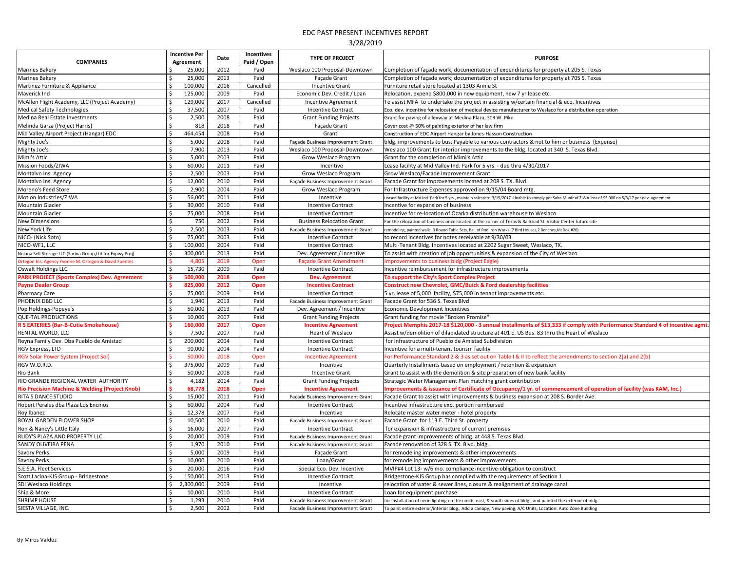# EDC PAST PRESENT INCENTIVES REPORT

3/28/2019

| COMPANIES | Incentive Per Agreement | Date | Incentives Paid / Open | TYPE OF PROJECT | PURPOSE |
|---|---|---|---|---|---|
| Marines Bakery | $ 25,000 | 2012 | Paid | Weslaco 100 Proposal-Downtown | Completion of façade work; documentation of expenditures for property at 205 S. Texas |
| Marines Bakery | $ 25,000 | 2013 | Paid | Façade Grant | Completion of façade work; documentation of expenditures for property at 705 S. Texas |
| Martinez Furniture & Appliance | $ 100,000 | 2016 | Cancelled | Incentive Grant | Furniture retail store located at 1303 Annie St |
| Maverick Ind | $ 125,000 | 2009 | Paid | Economic Dev. Credit / Loan | Relocation, expend $800,000 in new equipment, new 7 yr lease etc. |
| McAllen Flight Academy, LLC (Project Academy) | $ 129,000 | 2017 | Cancelled | Incentive Agreement | To assist MFA to undertake the project in assisting w/certain financial & eco. Incentives |
| Medical Safety Technologies | $ 37,500 | 2007 | Paid | Incentive Contract | Eco. dev. incentive for relocation of medical device manufacturer to Weslaco for a distribution operation |
| Medina Real Estate Investments | $ 2,500 | 2008 | Paid | Grant Funding Projects | Grant for paving of alleyway at Medina Plaza, 309 W. Pike |
| Melinda Garza (Project Harris) | $ 818 | 2018 | Paid | Façade Grant | Cover cost @ 50% of painting exterior of her law firm |
| Mid Valley Airport Project (Hangar) EDC | $ 464,454 | 2008 | Paid | Grant | Construction of EDC Airport Hangar by Jones-Hasson Construction |
| Mighty Joe's | $ 5,000 | 2008 | Paid | Façade Business Improvement Grant | bldg. improvements to bus. Payable to various contractors & not to him or business (Expense) |
| Mighty Joe's | $ 7,900 | 2013 | Paid | Weslaco 100 Proposal-Downtown | Weslaco 100 Grant for interior improvements to the bldg. located at 340 S. Texas Blvd. |
| Mimi's Attic | $ 5,000 | 2003 | Paid | Grow Weslaco Program | Grant for the completion of Mimi's Attic |
| Mission Foods/ZIWA | $ 60,000 | 2011 | Paid | Incentive | Lease facility at Mid Valley Ind. Park for 5 yrs. - due thru 4/30/2017 |
| Montalvo Ins. Agency | $ 2,500 | 2003 | Paid | Grow Weslaco Program | Grow Weslaco/Facade Improvement Grant |
| Montalvo Ins. Agency | $ 12,000 | 2010 | Paid | Façade Business Improvement Grant | Facade Grant for improvements located at 208 S. TX. Blvd. |
| Moreno's Feed Store | $ 2,900 | 2004 | Paid | Grow Weslaco Program | For Infrastructure Expenses approved on 9/15/04 Board mtg. |
| Motion Industries/ZIWA | $ 56,000 | 2011 | Paid | Incentive | Leased facility at MV Ind. Park for 5 yrs., maintain sales/etc. 3/15/2017 -Unable to comply per Saira Muniz of ZIWA-loss of $5,000 on 5/3/17 per dev. agreement |
| Mountain Glacier | $ 30,000 | 2010 | Paid | Incentive Contract | Incentive for expansion of business |
| Mountain Glacier | $ 75,000 | 2008 | Paid | Incentive Contract | Incentive for re-location of Ozarka distribution warehouse to Weslaco |
| New Dimensions | $ 750 | 2002 | Paid | Business Relocation Grant | For the relocation of business once located at the corner of Texas & Railroad St. Visitor Center future site |
| New York Life | $ 2,500 | 2003 | Paid | Facade Business Improvement Grant | remodeling, painted walls, 3 Round Table Sets, Bal. of Rod Iron Works (7 Bird Houses,2 Benches,McDok #20) |
| NICO- (Nick Soto) | $ 75,000 | 2003 | Paid | Incentive Contract | to record incentives for notes receivable at 9/30/03 |
| NICO-WF1, LLC | $ 100,000 | 2004 | Paid | Incentive Contract | Multi-Tenant Bldg. Incentives located at 2202 Sugar Sweet, Weslaco, TX. |
| Nolana Self Storage LLC (Sarina Group,Ltd for Expwy Proj) | $ 300,000 | 2013 | Paid | Dev. Agreement / Incentive | To assist with creation of job opportunities & expansion of the City of Weslaco |
| Ortegon Ins. Agency Yvonne M. Ortegon & David Fuentes | $ 4,805 | 2019 | Open | Façade Grant Amendment | Improvements to business bldg (Project Eagle) |
| Oswalt Holdings LLC | $ 15,730 | 2009 | Paid | Incentive Contract | Incentive reimbursement for infrastructure improvements |
| **PARK PROJECT (Sports Complex) Dev. Agreement** | **$ 500,000** | **2018** | **Open** | **Dev. Agreement** | **To support the City's Sport Complex Project** |
| **Payne Dealer Group** | **$ 825,000** | **2012** | **Open** | **Incentive Contract** | **Construct new Chevrolet, GMC/Buick & Ford dealership facilities** |
| Pharmacy Care | $ 75,000 | 2009 | Paid | Incentive Contract | 5 yr. lease of 5,000 facility, $75,000 in tenant improvements etc. |
| PHOENIX DBD LLC | $ 1,940 | 2013 | Paid | Facade Business Improvement Grant | Facade Grant for 536 S. Texas Blvd |
| Pop Holdings-Popeye's | $ 50,000 | 2013 | Paid | Dev. Agreement / Incentive | Economic Development Incentives |
| QUE-TAL PRODUCTIONS | $ 10,000 | 2007 | Paid | Grant Funding Projects | Grant funding for movie "Broken Promise" |
| **R 5 EATERIES (Bar-B-Cutie Smokehouse)** | **$ 160,000** | **2017** | **Open** | **Incentive Agreement** | **Project Memphis 2017-18 $120,000 - 3 annual installments of $13,333 if comply with Performance Standard 4 of incentive agmt.** |
| RENTAL WORLD, LLC | $ 7,500 | 2007 | Paid | Heart of Weslaco | Assist w/demolition of dilapidated structure at 401 E. US Bus. 83 thru the Heart of Weslaco |
| Reyna Family Dev. Dba Pueblo de Amistad | $ 200,000 | 2004 | Paid | Incentive Contract | for infrastructure of Pueblo de Amistad Subdivision |
| RGV Express, LTD | $ 90,000 | 2004 | Paid | Incentive Contract | Incentive for a multi-tenant tourism facility |
| RGV Solar Power System (Project Sol) | $ 50,000 | 2018 | Open | Incentive Agreement | For Performance Standard 2 & 3 as set out on Table I & II to reflect the amendments to section 2(a) and 2(b) |
| RGV W.O.R.D. | $ 375,000 | 2009 | Paid | Incentive | Quarterly installments based on employment / retention & expansion |
| Rio Bank | $ 50,000 | 2008 | Paid | Incentive Grant | Grant to assist with the demolition & site preparation of new bank facility |
| RIO GRANDE REGIONAL WATER AUTHORITY | $ 4,182 | 2014 | Paid | Grant Funding Projects | Strategic Water Management Plan matching grant contribution |
| **Rio Precision Machine & Welding (Project Knob)** | **$ 68,778** | **2018** | **Open** | **Incentive Agreement** | **Improvements & issuance of Certificate of Occupancy/1 yr. of commencement of operation of facility (was KAM, Inc.)** |
| RITA'S DANCE STUDIO | $ 15,000 | 2011 | Paid | Facade Business Improvement Grant | Facade Grant to assist with improvements & business expansion at 208 S. Border Ave. |
| Robert Perales dba Plaza Los Encinos | $ 60,000 | 2004 | Paid | Incentive Contract | Incentive infrastructure exp. portion reimbursed |
| Roy Ibanez | $ 12,378 | 2007 | Paid | Incentive | Relocate master water meter - hotel property |
| ROYAL GARDEN FLOWER SHOP | $ 10,500 | 2010 | Paid | Facade Business Improvement Grant | Facade Grant for 113 E. Third St. property |
| Ron & Nancy's Little Italy | $ 16,000 | 2007 | Paid | Incentive Contract | for expansion & infrastructure of current premises |
| RUDY'S PLAZA AND PROPERTY LLC | $ 20,000 | 2009 | Paid | Facade Business Improvement Grant | Facade grant improvements of bldg. at 448 S. Texas Blvd. |
| SANDY OLIVEIRA PENA | $ 1,970 | 2010 | Paid | Facade Business Improvement Grant | Facade renovation of 328 S. TX. Blvd. bldg. |
| Savory Perks | $ 5,000 | 2009 | Paid | Façade Grant | for remodeling improvements & other improvements |
| Savory Perks | $ 10,000 | 2010 | Paid | Loan/Grant | for remodeling improvements & other improvements |
| S.E.S.A. Fleet Services | $ 20,000 | 2016 | Paid | Special Eco. Dev. Incentive | MVIP#4 Lot 13- w/6 mo. compliance incentive-obligation to construct |
| Scott Lacina-KJS Group - Bridgestone | $ 150,000 | 2013 | Paid | Incentive Contract | Bridgestone-KJS Group has complied with the requirements of Section 1 |
| SDI Weslaco Holdings | $ 2,300,000 | 2009 | Paid | Incentive | relocation of water & sewer lines, closure & realignment of drainage canal |
| Ship & More | $ 10,000 | 2010 | Paid | Incentive Contract | Loan for equipment purchase |
| SHRIMP HOUSE | $ 1,293 | 2010 | Paid | Facade Business Improvement Grant | for installation of neon lighting on the north, east, & south sides of bldg., and painted the exterior of bldg. |
| SIESTA VILLAGE, INC. | $ 2,500 | 2002 | Paid | Facade Business Improvement Grant | To paint entire exterior/interior bldg., Add a canopy, New paving, A/C Units, Location: Auto Zone Building |

By Miros Valdez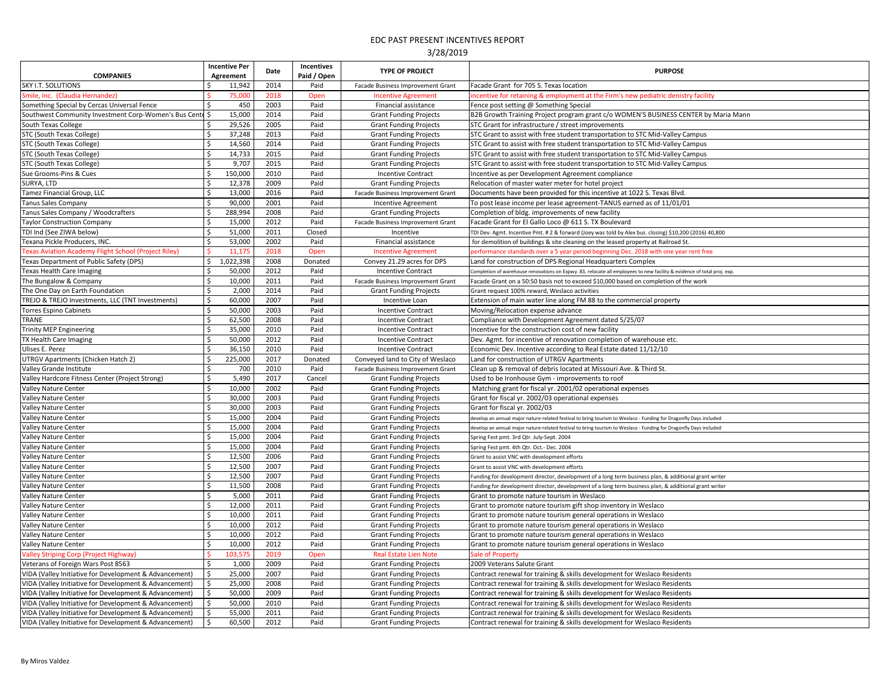EDC PAST PRESENT INCENTIVES REPORT

3/28/2019

| COMPANIES | Incentive Per Agreement | Date | Incentives Paid / Open | TYPE OF PROJECT | PURPOSE |
|---|---|---|---|---|---|
| SKY I.T. SOLUTIONS | $ 11,942 | 2014 | Paid | Facade Business Improvement Grant | Facade Grant for 705 S. Texas location |
| Smile, Inc. (Claudia Hernandez) | $ 75,000 | 2018 | Open | Incentive Agreement | incentive for retaining & employment at the Firm's new pediatric denistry facility |
| Something Special by Cercas Universal Fence | $ 450 | 2003 | Paid | Financial assistance | Fence post setting @ Something Special |
| Southwest Community Investment Corp-Women's Bus Cente | $ 15,000 | 2014 | Paid | Grant Funding Projects | B2B Growth Training Project program grant c/o WOMEN'S BUSINESS CENTER by Maria Mann |
| South Texas College | $ 29,526 | 2005 | Paid | Grant Funding Projects | STC Grant for infrastructure / street improvements |
| STC (South Texas College) | $ 37,248 | 2013 | Paid | Grant Funding Projects | STC Grant to assist with free student transportation to STC Mid-Valley Campus |
| STC (South Texas College) | $ 14,560 | 2014 | Paid | Grant Funding Projects | STC Grant to assist with free student transportation to STC Mid-Valley Campus |
| STC (South Texas College) | $ 14,733 | 2015 | Paid | Grant Funding Projects | STC Grant to assist with free student transportation to STC Mid-Valley Campus |
| STC (South Texas College) | $ 9,707 | 2015 | Paid | Grant Funding Projects | STC Grant to assist with free student transportation to STC Mid-Valley Campus |
| Sue Grooms-Pins & Cues | $ 150,000 | 2010 | Paid | Incentive Contract | Incentive as per Development Agreement compliance |
| SURYA, LTD | $ 12,378 | 2009 | Paid | Grant Funding Projects | Relocation of master water meter for hotel project |
| Tamez Financial Group, LLC | $ 13,000 | 2016 | Paid | Facade Business Improvement Grant | Documents have been provided for this incentive at 1022 S. Texas Blvd. |
| Tanus Sales Company | $ 90,000 | 2001 | Paid | Incentive Agreement | To post lease income per lease agreement-TANUS earned as of 11/01/01 |
| Tanus Sales Company / Woodcrafters | $ 288,994 | 2008 | Paid | Grant Funding Projects | Completion of bldg. improvements of new facility |
| Taylor Construction Company | $ 15,000 | 2012 | Paid | Facade Business Improvement Grant | Facade Grant for El Gallo Loco @ 611 S. TX Boulevard |
| TDI Ind (See ZIWA below) | $ 51,000 | 2011 | Closed | Incentive | TDI Dev. Agmt. Incentive Pmt. # 2 & forward (Joey was told by Alex bus. closing) $10,200 (2016) 40,800 |
| Texana Pickle Producers, INC. | $ 53,000 | 2002 | Paid | Financial assistance | for demolition of buildings & site cleaning on the leased property at Railroad St. |
| Texas Aviation Academy Flight School (Project Riley) | $ 11,175 | 2018 | Open | Incentive Agreement | performance standards over a 5 year period beginning Dec. 2018 with one year rent free |
| Texas Department of Public Safety (DPS) | $ 1,022,398 | 2008 | Donated | Convey 21.29 acres for DPS | Land for construction of DPS Regional Headquarters Complex |
| Texas Health Care Imaging | $ 50,000 | 2012 | Paid | Incentive Contract | Completion of warehouse renovations on Expwy. 83, relocate all employees to new facility & evidence of total proj. exp. |
| The Bungalow & Company | $ 10,000 | 2011 | Paid | Facade Business Improvement Grant | Facade Grant on a 50:50 basis not to exceed $10,000 based on completion of the work |
| The One Day on Earth Foundation | $ 2,000 | 2014 | Paid | Grant Funding Projects | Grant request 100% reward, Weslaco activities |
| TREJO & TREJO Investments, LLC (TNT Investments) | $ 60,000 | 2007 | Paid | Incentive Loan | Extension of main water line along FM 88 to the commercial property |
| Torres Espino Cabinets | $ 50,000 | 2003 | Paid | Incentive Contract | Moving/Relocation expense advance |
| TRANE | $ 62,500 | 2008 | Paid | Incentive Contract | Compliance with Development Agreement dated 5/25/07 |
| Trinity MEP Engineering | $ 35,000 | 2010 | Paid | Incentive Contract | Incentive for the construction cost of new facility |
| TX Health Care Imaging | $ 50,000 | 2012 | Paid | Incentive Contract | Dev. Agmt. for incentive of renovation completion of warehouse etc. |
| Ulises E. Perez | $ 36,150 | 2010 | Paid | Incentive Contract | Economic Dev. Incentive according to Real Estate dated 11/12/10 |
| UTRGV Apartments (Chicken Hatch 2) | $ 225,000 | 2017 | Donated | Conveyed land to City of Weslaco | Land for construction of UTRGV Apartments |
| Valley Grande Institute | $ 700 | 2010 | Paid | Facade Business Improvement Grant | Clean up & removal of debris located at Missouri Ave. & Third St. |
| Valley Hardcore Fitness Center (Project Strong) | $ 5,490 | 2017 | Cancel | Grant Funding Projects | Used to be Ironhouse Gym - improvements to roof |
| Valley Nature Center | $ 10,000 | 2002 | Paid | Grant Funding Projects | Matching grant for fiscal yr. 2001/02 operational expenses |
| Valley Nature Center | $ 30,000 | 2003 | Paid | Grant Funding Projects | Grant for fiscal yr. 2002/03 operational expenses |
| Valley Nature Center | $ 30,000 | 2003 | Paid | Grant Funding Projects | Grant for fiscal yr. 2002/03 |
| Valley Nature Center | $ 15,000 | 2004 | Paid | Grant Funding Projects | develop an annual major nature-related festival to bring tourism to Weslaco - Funding for Dragonfly Days included |
| Valley Nature Center | $ 15,000 | 2004 | Paid | Grant Funding Projects | develop an annual major nature-related festival to bring tourism to Weslaco - Funding for Dragonfly Days included |
| Valley Nature Center | $ 15,000 | 2004 | Paid | Grant Funding Projects | Spring Fest pmt. 3rd Qtr. July-Sept. 2004 |
| Valley Nature Center | $ 15,000 | 2004 | Paid | Grant Funding Projects | Spring Fest pmt. 4th Qtr. Oct.- Dec. 2004 |
| Valley Nature Center | $ 12,500 | 2006 | Paid | Grant Funding Projects | Grant to assist VNC with development efforts |
| Valley Nature Center | $ 12,500 | 2007 | Paid | Grant Funding Projects | Grant to assist VNC with development efforts |
| Valley Nature Center | $ 12,500 | 2007 | Paid | Grant Funding Projects | Funding for development director, development of a long term business plan, & additional grant writer |
| Valley Nature Center | $ 11,500 | 2008 | Paid | Grant Funding Projects | Funding for development director, development of a long term business plan, & additional grant writer |
| Valley Nature Center | $ 5,000 | 2011 | Paid | Grant Funding Projects | Grant to promote nature tourism in Weslaco |
| Valley Nature Center | $ 12,000 | 2011 | Paid | Grant Funding Projects | Grant to promote nature tourism gift shop inventory in Weslaco |
| Valley Nature Center | $ 10,000 | 2011 | Paid | Grant Funding Projects | Grant to promote nature tourism general operations in Weslaco |
| Valley Nature Center | $ 10,000 | 2012 | Paid | Grant Funding Projects | Grant to promote nature tourism general operations in Weslaco |
| Valley Nature Center | $ 10,000 | 2012 | Paid | Grant Funding Projects | Grant to promote nature tourism general operations in Weslaco |
| Valley Nature Center | $ 10,000 | 2012 | Paid | Grant Funding Projects | Grant to promote nature tourism general operations in Weslaco |
| Valley Striping Corp (Project Highway) | $ 103,575 | 2019 | Open | Real Estate Lien Note | Sale of Property |
| Veterans of Foreign Wars Post 8563 | $ 1,000 | 2009 | Paid | Grant Funding Projects | 2009 Veterans Salute Grant |
| VIDA (Valley Initiative for Development & Advancement) | $ 25,000 | 2007 | Paid | Grant Funding Projects | Contract renewal for training & skills development for Weslaco Residents |
| VIDA (Valley Initiative for Development & Advancement) | $ 25,000 | 2008 | Paid | Grant Funding Projects | Contract renewal for training & skills development for Weslaco Residents |
| VIDA (Valley Initiative for Development & Advancement) | $ 50,000 | 2009 | Paid | Grant Funding Projects | Contract renewal for training & skills development for Weslaco Residents |
| VIDA (Valley Initiative for Development & Advancement) | $ 50,000 | 2010 | Paid | Grant Funding Projects | Contract renewal for training & skills development for Weslaco Residents |
| VIDA (Valley Initiative for Development & Advancement) | $ 55,000 | 2011 | Paid | Grant Funding Projects | Contract renewal for training & skills development for Weslaco Residents |
| VIDA (Valley Initiative for Development & Advancement) | $ 60,500 | 2012 | Paid | Grant Funding Projects | Contract renewal for training & skills development for Weslaco Residents |

By Miros Valdez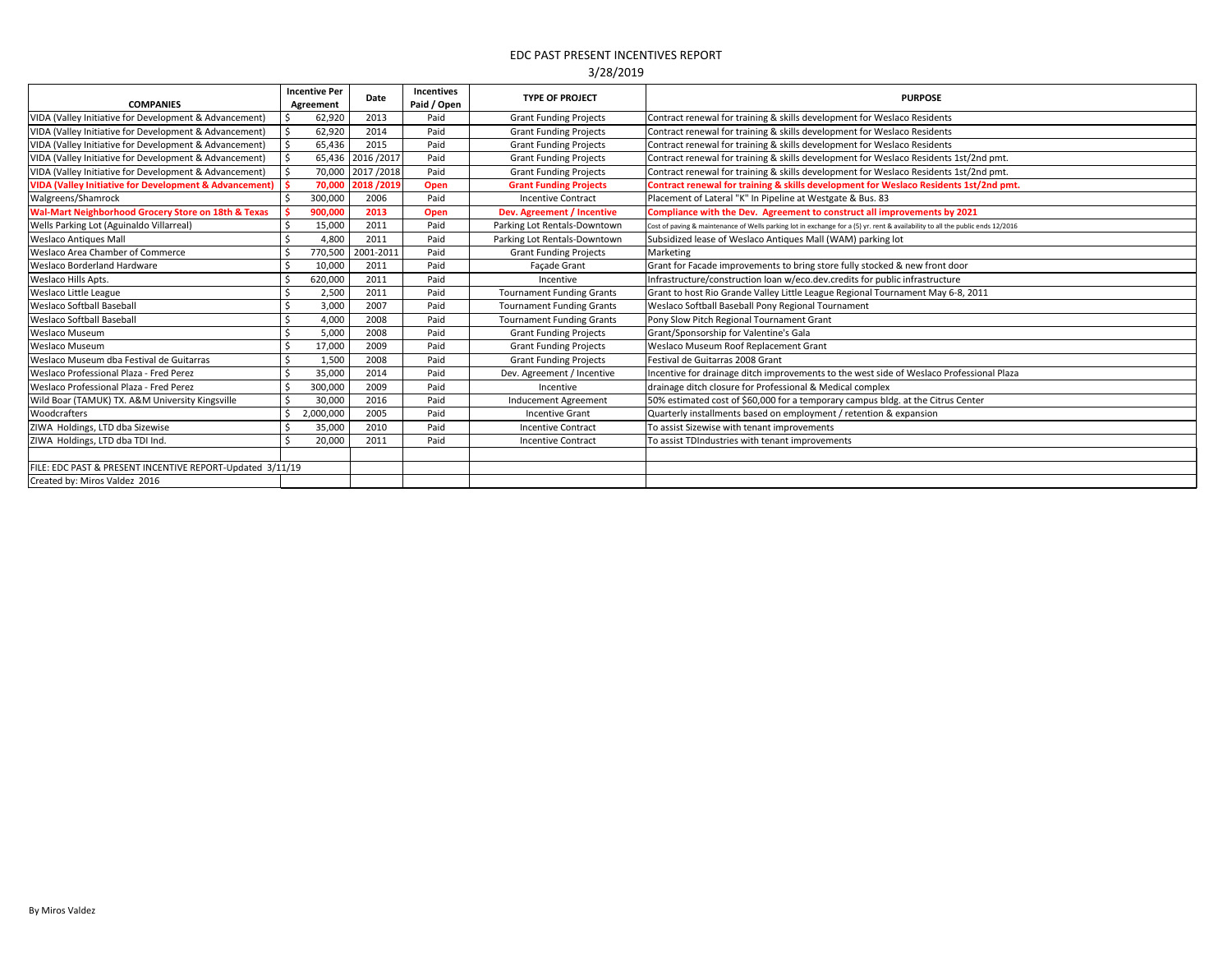EDC PAST PRESENT INCENTIVES REPORT

3/28/2019

| COMPANIES | Incentive Per Agreement | Date | Incentives Paid / Open | TYPE OF PROJECT | PURPOSE |
|---|---|---|---|---|---|
| VIDA (Valley Initiative for Development & Advancement) | $ 62,920 | 2013 | Paid | Grant Funding Projects | Contract renewal for training & skills development for Weslaco Residents |
| VIDA (Valley Initiative for Development & Advancement) | $ 62,920 | 2014 | Paid | Grant Funding Projects | Contract renewal for training & skills development for Weslaco Residents |
| VIDA (Valley Initiative for Development & Advancement) | $ 65,436 | 2015 | Paid | Grant Funding Projects | Contract renewal for training & skills development for Weslaco Residents |
| VIDA (Valley Initiative for Development & Advancement) | $ 65,436 | 2016 /2017 | Paid | Grant Funding Projects | Contract renewal for training & skills development for Weslaco Residents 1st/2nd pmt. |
| VIDA (Valley Initiative for Development & Advancement) | $ 70,000 | 2017 /2018 | Paid | Grant Funding Projects | Contract renewal for training & skills development for Weslaco Residents 1st/2nd pmt. |
| **VIDA (Valley Initiative for Development & Advancement)** | **$ 70,000** | **2018 /2019** | **Open** | **Grant Funding Projects** | **Contract renewal for training & skills development for Weslaco Residents 1st/2nd pmt.** |
| Walgreens/Shamrock | $ 300,000 | 2006 | Paid | Incentive Contract | Placement of Lateral "K" In Pipeline at Westgate & Bus. 83 |
| **Wal-Mart Neighborhood Grocery Store on 18th & Texas** | **$ 900,000** | **2013** | **Open** | **Dev. Agreement / Incentive** | **Compliance with the Dev. Agreement to construct all improvements by 2021** |
| Wells Parking Lot (Aguinaldo Villarreal) | $ 15,000 | 2011 | Paid | Parking Lot Rentals-Downtown | Cost of paving & maintenance of Wells parking lot in exchange for a (5) yr. rent & availability to all the public ends 12/2016 |
| Weslaco Antiques Mall | $ 4,800 | 2011 | Paid | Parking Lot Rentals-Downtown | Subsidized lease of Weslaco Antiques Mall (WAM) parking lot |
| Weslaco Area Chamber of Commerce | $ 770,500 | 2001-2011 | Paid | Grant Funding Projects | Marketing |
| Weslaco Borderland Hardware | $ 10,000 | 2011 | Paid | Façade Grant | Grant for Facade improvements to bring store fully stocked & new front door |
| Weslaco Hills Apts. | $ 620,000 | 2011 | Paid | Incentive | Infrastructure/construction loan w/eco.dev.credits for public infrastructure |
| Weslaco Little League | $ 2,500 | 2011 | Paid | Tournament Funding Grants | Grant to host Rio Grande Valley Little League Regional Tournament May 6-8, 2011 |
| Weslaco Softball Baseball | $ 3,000 | 2007 | Paid | Tournament Funding Grants | Weslaco Softball Baseball Pony Regional Tournament |
| Weslaco Softball Baseball | $ 4,000 | 2008 | Paid | Tournament Funding Grants | Pony Slow Pitch Regional Tournament Grant |
| Weslaco Museum | $ 5,000 | 2008 | Paid | Grant Funding Projects | Grant/Sponsorship for Valentine's Gala |
| Weslaco Museum | $ 17,000 | 2009 | Paid | Grant Funding Projects | Weslaco Museum Roof Replacement Grant |
| Weslaco Museum dba Festival de Guitarras | $ 1,500 | 2008 | Paid | Grant Funding Projects | Festival de Guitarras 2008 Grant |
| Weslaco Professional Plaza - Fred Perez | $ 35,000 | 2014 | Paid | Dev. Agreement / Incentive | Incentive for drainage ditch improvements to the west side of Weslaco Professional Plaza |
| Weslaco Professional Plaza - Fred Perez | $ 300,000 | 2009 | Paid | Incentive | drainage ditch closure for Professional & Medical complex |
| Wild Boar (TAMUK) TX. A&M University Kingsville | $ 30,000 | 2016 | Paid | Inducement Agreement | 50% estimated cost of $60,000 for a temporary campus bldg. at the Citrus Center |
| Woodcrafters | $ 2,000,000 | 2005 | Paid | Incentive Grant | Quarterly installments based on employment / retention & expansion |
| ZIWA Holdings, LTD dba Sizewise | $ 35,000 | 2010 | Paid | Incentive Contract | To assist Sizewise with tenant improvements |
| ZIWA Holdings, LTD dba TDI Ind. | $ 20,000 | 2011 | Paid | Incentive Contract | To assist TDIndustries with tenant improvements |
| | | | | | |
| FILE: EDC PAST & PRESENT INCENTIVE REPORT-Updated 3/11/19 | | | | | |
| Created by: Miros Valdez 2016 | | | | | |

By Miros Valdez